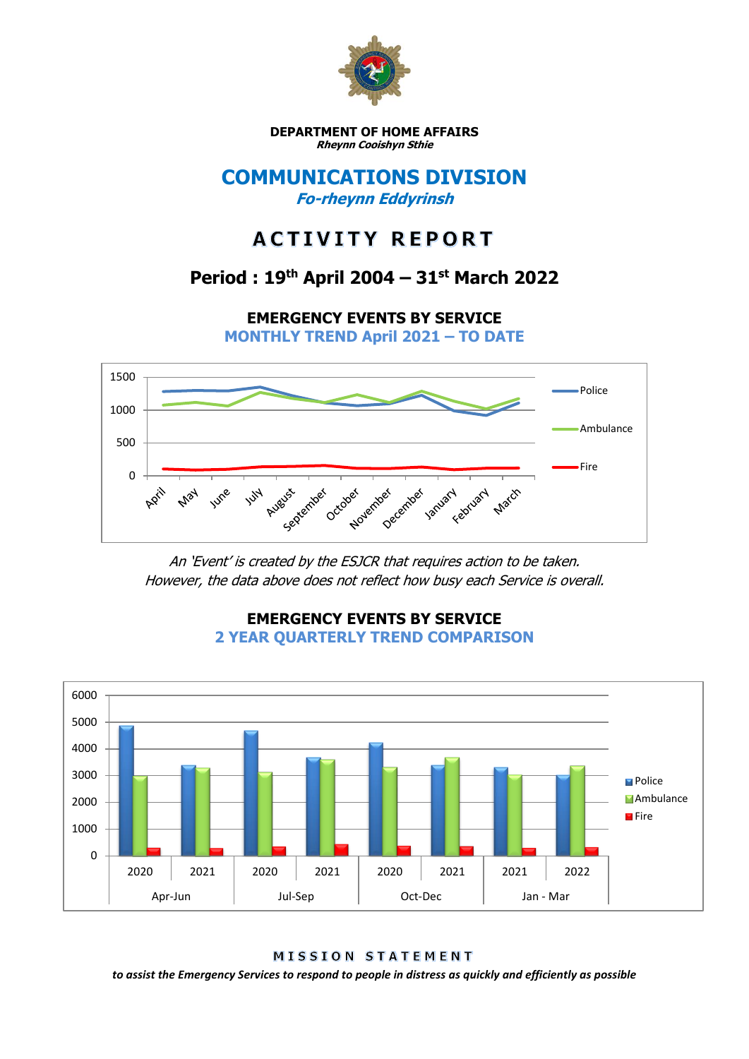**DEPARTMENT OF HOME AFFAIRS**
***Rheynn Cooishyn Sthie***

# COMMUNICATIONS DIVISION

***Fo-rheynn Eddyrinsh***

# ACTIVITY REPORT

## Period : 19th April 2004 – 31st March 2022

### EMERGENCY EVENTS BY SERVICE
### MONTHLY TREND April 2021 – TO DATE

*An 'Event' is created by the ESJCR that requires action to be taken.*
*However, the data above does not reflect how busy each Service is overall.*

### EMERGENCY EVENTS BY SERVICE
### 2 YEAR QUARTERLY TREND COMPARISON

**MISSION STATEMENT**

***to assist the Emergency Services to respond to people in distress as quickly and efficiently as possible***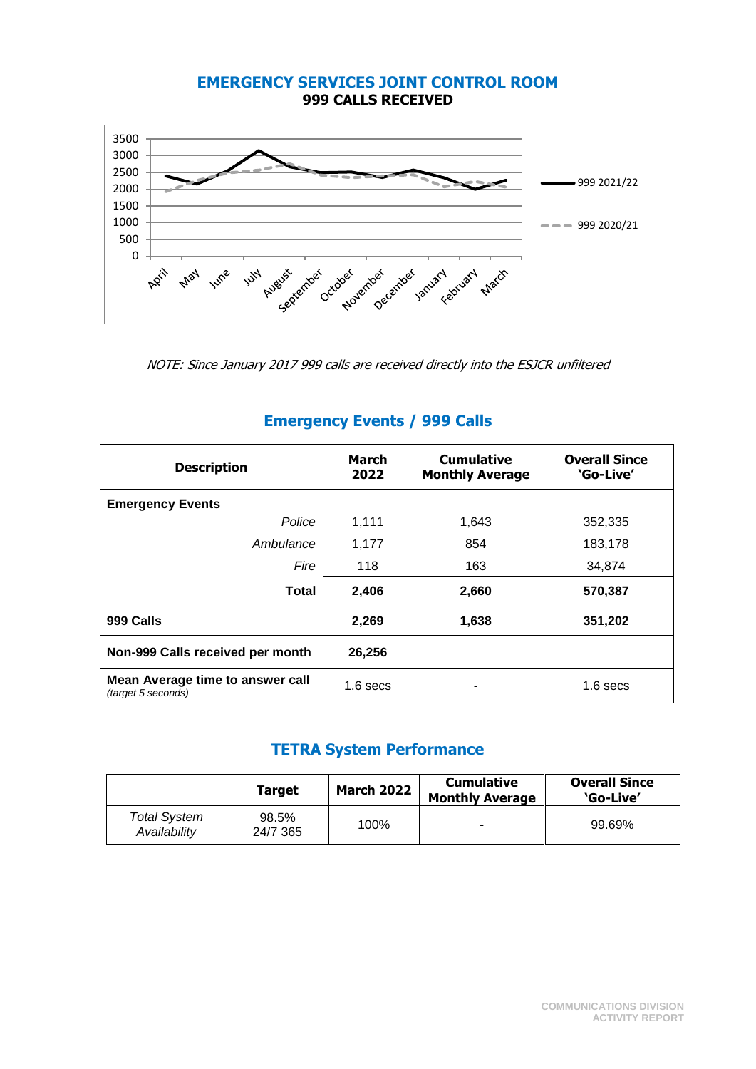## EMERGENCY SERVICES JOINT CONTROL ROOM
### 999 CALLS RECEIVED

3500
3000
2500
2000
1500
1000
500
0

April May June July August September October November December January February March

999 2021/22
999 2020/21

*NOTE: Since January 2017 999 calls are received directly into the ESJCR unfiltered*

## Emergency Events / 999 Calls

| Description | March 2022 | Cumulative Monthly Average | Overall Since 'Go-Live' |
|---|---|---|---|
| **Emergency Events** | | | |
| *Police* | 1,111 | 1,643 | 352,335 |
| *Ambulance* | 1,177 | 854 | 183,178 |
| *Fire* | 118 | 163 | 34,874 |
| **Total** | **2,406** | **2,660** | **570,387** |
| **999 Calls** | **2,269** | **1,638** | **351,202** |
| **Non-999 Calls received per month** | **26,256** | | |
| **Mean Average time to answer call** *(target 5 seconds)* | 1.6 secs | - | 1.6 secs |

## TETRA System Performance

| | Target | March 2022 | Cumulative Monthly Average | Overall Since 'Go-Live' |
|---|---|---|---|---|
| *Total System Availability* | 98.5% 24/7 365 | 100% | - | 99.69% |